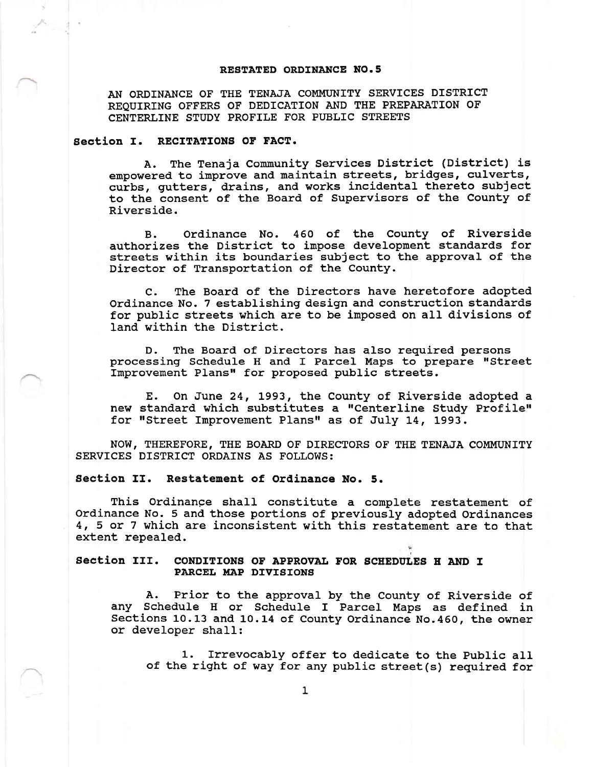# RESTATED ORDINANCE NO.5

AN ORDINANCE OF THE TENAJA COMMUNITY SERVICES DISTRICT REQUIRING OFFERS OF DEDICATION AND THE PREPARATION OF CENTERLINE STUDY PROFILE FOR PUBLIC STREETS

## Section I. RECITATIONS OF FACT.

A. The Tenaja Community Services District (District) is empowered to improve and maintain streets, bridges, culverts, curbs, gutters, drains, and works incidental thereto subject to the consent of the Board of Supervisors of the County of Riverside.

B. Ordinance No. 460 of the County of Riverside authorizes the District to impose development standards for streets within its boundaries subject to the approval of the Director of Transportation of the County.

C. The Board of the Directors have heretofore adopted Ordinance No. 7 establishing design and construction standards for public streets which are to be imposed on all divisions of land within the District.

D. The Board of Directors has also required persons processing Schedule H and I Parcel Maps to prepare "Street Improvement Plans" for proposed public streets.

E. On June 24, 1993, the County of Riverside adopted a new standard which substitutes a "Centerline Study Profile" for "Street Improvement Plans" as of July 14, 1993.

NOW, THEREFORE, THE BOARD OF DIRECTORS OF THE TENAJA COMMUNITY SERVICES DISTRICT ORDAINS AS FOLLOWS:

## Section II. Restatement of Ordinance No. 5.

This Ordinance shall constitute a complete restatement of Ordinance No. 5 and those portions of previously adopted Ordinances 4, 5 or 7 which are inconsistent with this restatement are to that extent repealed.

## Section III. CONDITIONS OF APPROVAL FOR SCHEDULES H AND I PARCEL MAP DIVISIONS

A. Prior to the approval by the County of Riverside of any Schedule H or Schedule I Parcel Maps as defined in Sections 10.13 and 10.14 of County Ordinance No.460, the owner or developer shall:

1. Irrevocably offer to dedicate to the Public all of the right of way for any public street(s) required for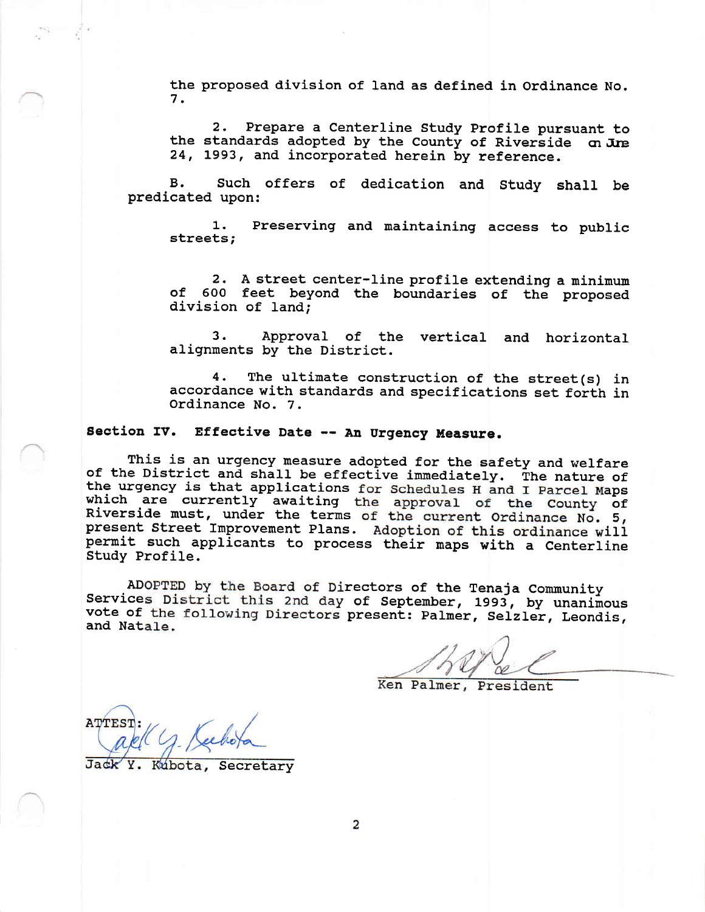the proposed division of land as defined in Ordinance No. 7.

2. Prepare a Centerline Study Profile pursuant to the standards adopted by the County of Riverside on June 24, 1993, and incorporated herein by reference.

B. Such offers of dedication and Study shall be predicated upon:

1. Preserving and maintaining access to public streets;

2. A street center-line profile extending a minimum of 600 feet beyond the boundaries of the proposed division of land;

3. Approval of the vertical and horizontal alignments by the District.

4. The ultimate construction of the street(s) in accordance with standards and specifications set forth in Ordinance No. 7.

**Section IV. Effective Date -- An Urgency Measure.**

This is an urgency measure adopted for the safety and welfare of the District and shall be effective immediately. The nature of the urgency is that applications for Schedules H and I Parcel Maps which are currently awaiting the approval of the County of Riverside must, under the terms of the current Ordinance No. 5, present Street Improvement Plans. Adoption of this ordinance will permit such applicants to process their maps with a Centerline Study Profile.

ADOPTED by the Board of Directors of the Tenaja Community Services District this 2nd day of September, 1993, by unanimous vote of the following Directors present: Palmer, Selzler, Leondis, and Natale.

Ken Palmer, President

ATTEST:

Jack Y. Kubota, Secretary